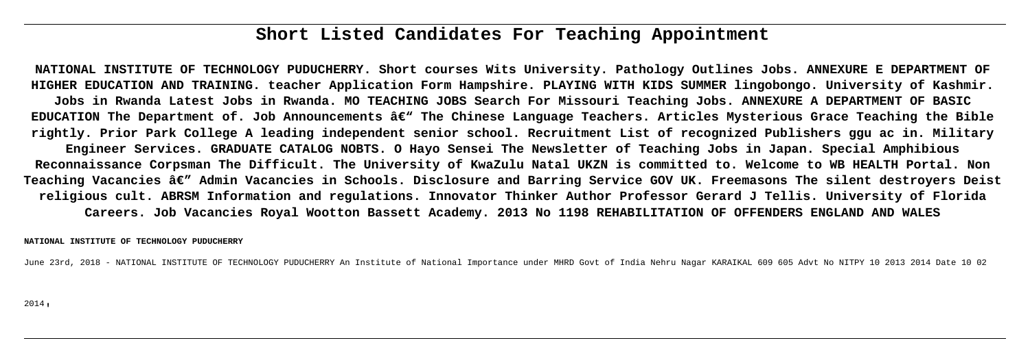# Short Listed Candidates For Teaching Appointment

**NATIONAL INSTITUTE OF TECHNOLOGY PUDUCHERRY. Short courses Wits University. Pathology Outlines Jobs. ANNEXURE E DEPARTMENT OF HIGHER EDUCATION AND TRAINING. teacher Application Form Hampshire. PLAYING WITH KIDS SUMMER lingobongo. University of Kashmir. Jobs in Rwanda Latest Jobs in Rwanda. MO TEACHING JOBS Search For Missouri Teaching Jobs. ANNEXURE A DEPARTMENT OF BASIC EDUCATION The Department of. Job Announcements â€" The Chinese Language Teachers. Articles Mysterious Grace Teaching the Bible rightly. Prior Park College A leading independent senior school. Recruitment List of recognized Publishers ggu ac in. Military Engineer Services. GRADUATE CATALOG NOBTS. O Hayo Sensei The Newsletter of Teaching Jobs in Japan. Special Amphibious Reconnaissance Corpsman The Difficult. The University of KwaZulu Natal UKZN is committed to. Welcome to WB HEALTH Portal. Non Teaching Vacancies â€" Admin Vacancies in Schools. Disclosure and Barring Service GOV UK. Freemasons The silent destroyers Deist religious cult. ABRSM Information and regulations. Innovator Thinker Author Professor Gerard J Tellis. University of Florida Careers. Job Vacancies Royal Wootton Bassett Academy. 2013 No 1198 REHABILITATION OF OFFENDERS ENGLAND AND WALES**

**NATIONAL INSTITUTE OF TECHNOLOGY PUDUCHERRY**

June 23rd, 2018 - NATIONAL INSTITUTE OF TECHNOLOGY PUDUCHERRY An Institute of National Importance under MHRD Govt of India Nehru Nagar KARAIKAL 609 605 Advt No NITPY 10 2013 2014 Date 10 02 2014,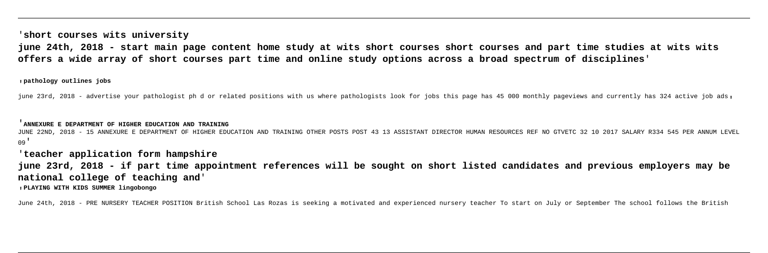'**short courses wits university**

**june 24th, 2018 - start main page content home study at wits short courses short courses and part time studies at wits wits offers a wide array of short courses part time and online study options across a broad spectrum of disciplines**'

'**pathology outlines jobs**

june 23rd, 2018 - advertise your pathologist ph d or related positions with us where pathologists look for jobs this page has 45 000 monthly pageviews and currently has 324 active job ads'

'**ANNEXURE E DEPARTMENT OF HIGHER EDUCATION AND TRAINING**

JUNE 22ND, 2018 - 15 ANNEXURE E DEPARTMENT OF HIGHER EDUCATION AND TRAINING OTHER POSTS POST 43 13 ASSISTANT DIRECTOR HUMAN RESOURCES REF NO GTVETC 32 10 2017 SALARY R334 545 PER ANNUM LEVEL 09'

'**teacher application form hampshire**

**june 23rd, 2018 - if part time appointment references will be sought on short listed candidates and previous employers may be national college of teaching and**'

'**PLAYING WITH KIDS SUMMER lingobongo**

June 24th, 2018 - PRE NURSERY TEACHER POSITION British School Las Rozas is seeking a motivated and experienced nursery teacher To start on July or September The school follows the British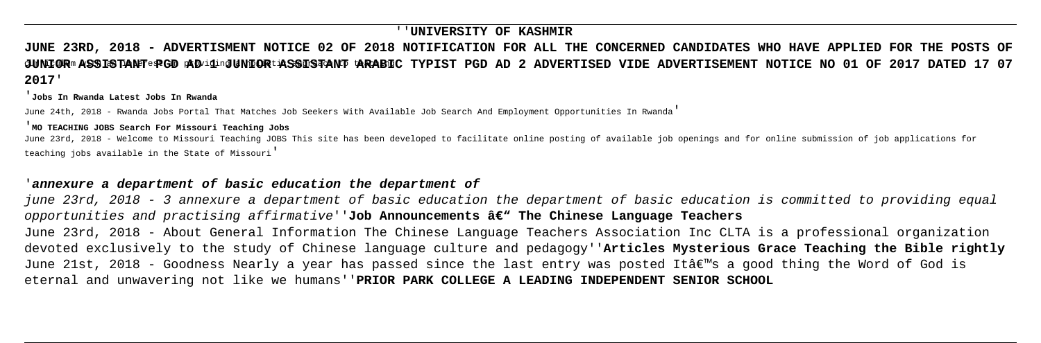''**UNIVERSITY OF KASHMIR**

**JUNE 23RD, 2018 - ADVERTISMENT NOTICE 02 OF 2018 NOTIFICATION FOR ALL THE CONCERNED CANDIDATES WHO HAVE APPLIED FOR THE POSTS OF JUNIOR ASSISTANT PGD AD 1 JUNIOR ASSISTANT ARABIC TYPIST PGD AD 2 ADVERTISED VIDE ADVERTISEMENT NOTICE NO 01 OF 2017 DATED 17 07 2017**'

'**Jobs In Rwanda Latest Jobs In Rwanda**

June 24th, 2018 - Rwanda Jobs Portal That Matches Job Seekers With Available Job Search And Employment Opportunities In Rwanda'

'**MO TEACHING JOBS Search For Missouri Teaching Jobs**

June 23rd, 2018 - Welcome to Missouri Teaching JOBS This site has been developed to facilitate online posting of available job openings and for online submission of job applications for teaching jobs available in the State of Missouri'

'***annexure a department of basic education the department of***

*june 23rd, 2018 - 3 annexure a department of basic education the department of basic education is committed to providing equal opportunities and practising affirmative*''**Job Announcements â€" The Chinese Language Teachers**

June 23rd, 2018 - About General Information The Chinese Language Teachers Association Inc CLTA is a professional organization devoted exclusively to the study of Chinese language culture and pedagogy''**Articles Mysterious Grace Teaching the Bible rightly**

June 21st, 2018 - Goodness Nearly a year has passed since the last entry was posted Itâ€™s a good thing the Word of God is eternal and unwavering not like we humans''**PRIOR PARK COLLEGE A LEADING INDEPENDENT SENIOR SCHOOL**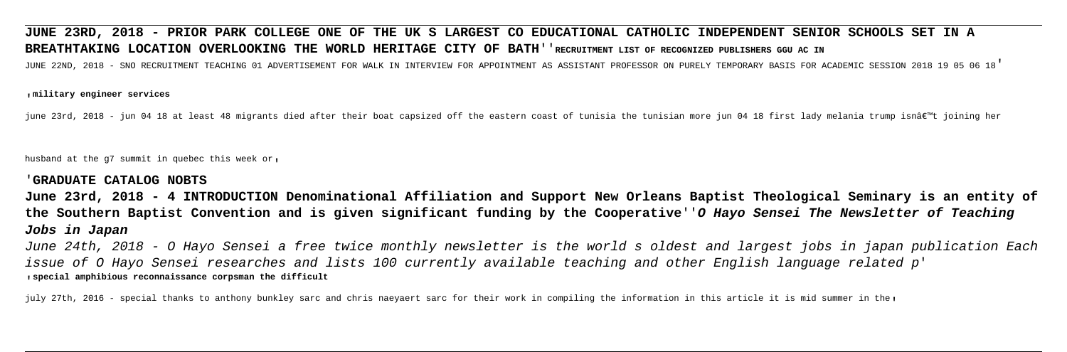**JUNE 23RD, 2018 - PRIOR PARK COLLEGE ONE OF THE UK S LARGEST CO EDUCATIONAL CATHOLIC INDEPENDENT SENIOR SCHOOLS SET IN A BREATHTAKING LOCATION OVERLOOKING THE WORLD HERITAGE CITY OF BATH**''**RECRUITMENT LIST OF RECOGNIZED PUBLISHERS GGU AC IN**

JUNE 22ND, 2018 - SNO RECRUITMENT TEACHING 01 ADVERTISEMENT FOR WALK IN INTERVIEW FOR APPOINTMENT AS ASSISTANT PROFESSOR ON PURELY TEMPORARY BASIS FOR ACADEMIC SESSION 2018 19 05 06 18'

'**military engineer services**

june 23rd, 2018 - jun 04 18 at least 48 migrants died after their boat capsized off the eastern coast of tunisia the tunisian more jun 04 18 first lady melania trump isnâ€™t joining her husband at the g7 summit in quebec this week or'

'**GRADUATE CATALOG NOBTS**

**June 23rd, 2018 - 4 INTRODUCTION Denominational Affiliation and Support New Orleans Baptist Theological Seminary is an entity of the Southern Baptist Convention and is given significant funding by the Cooperative**''***O Hayo Sensei The Newsletter of Teaching Jobs in Japan***

*June 24th, 2018 - O Hayo Sensei a free twice monthly newsletter is the world s oldest and largest jobs in japan publication Each issue of O Hayo Sensei researches and lists 100 currently available teaching and other English language related p*'

'**special amphibious reconnaissance corpsman the difficult**

july 27th, 2016 - special thanks to anthony bunkley sarc and chris naeyaert sarc for their work in compiling the information in this article it is mid summer in the'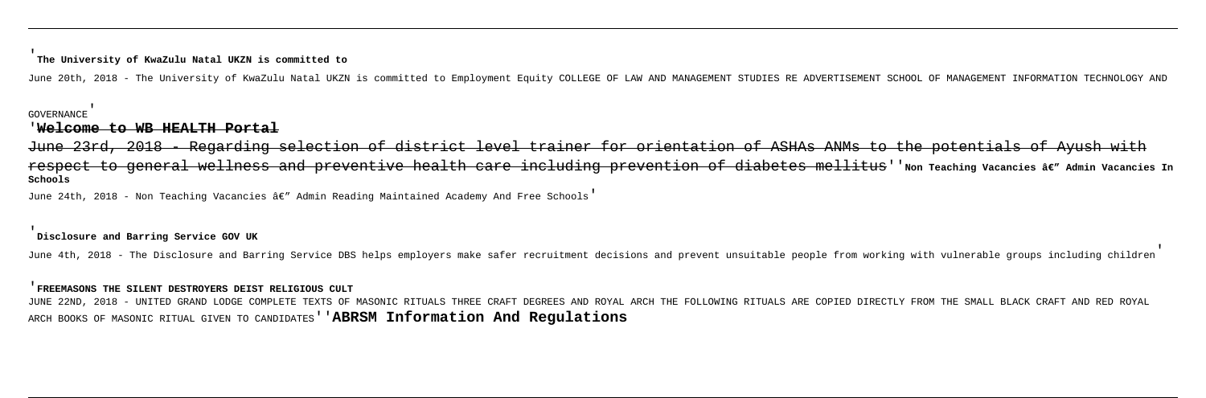**The University of KwaZulu Natal UKZN is committed to**

June 20th, 2018 - The University of KwaZulu Natal UKZN is committed to Employment Equity COLLEGE OF LAW AND MANAGEMENT STUDIES RE ADVERTISEMENT SCHOOL OF MANAGEMENT INFORMATION TECHNOLOGY AND GOVERNANCE

**Welcome to WB HEALTH Portal**

June 23rd, 2018 - Regarding selection of district level trainer for orientation of ASHAs ANMs to the potentials of Ayush with respect to general wellness and preventive health care including prevention of diabetes mellitus

**Non Teaching Vacancies â€" Admin Vacancies In Schools**

June 24th, 2018 - Non Teaching Vacancies â€" Admin Reading Maintained Academy And Free Schools

**Disclosure and Barring Service GOV UK**

June 4th, 2018 - The Disclosure and Barring Service DBS helps employers make safer recruitment decisions and prevent unsuitable people from working with vulnerable groups including children

**FREEMASONS THE SILENT DESTROYERS DEIST RELIGIOUS CULT**

JUNE 22ND, 2018 - UNITED GRAND LODGE COMPLETE TEXTS OF MASONIC RITUALS THREE CRAFT DEGREES AND ROYAL ARCH THE FOLLOWING RITUALS ARE COPIED DIRECTLY FROM THE SMALL BLACK CRAFT AND RED ROYAL ARCH BOOKS OF MASONIC RITUAL GIVEN TO CANDIDATES

**ABRSM Information And Regulations**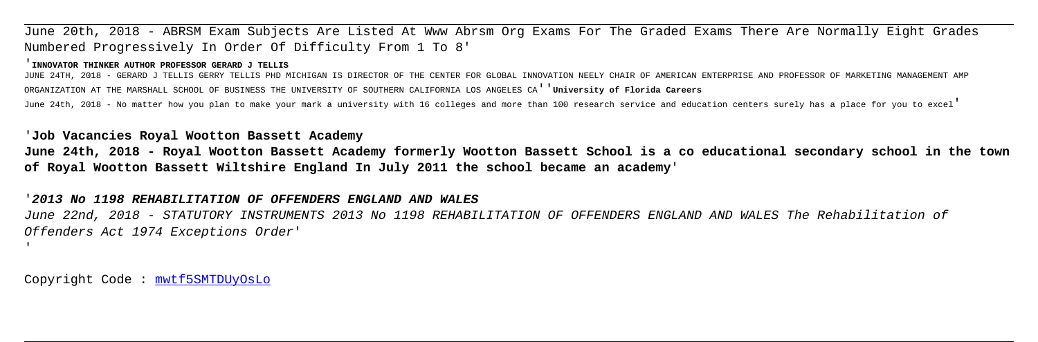June 20th, 2018 - ABRSM Exam Subjects Are Listed At Www Abrsm Org Exams For The Graded Exams There Are Normally Eight Grades Numbered Progressively In Order Of Difficulty From 1 To 8'

'**INNOVATOR THINKER AUTHOR PROFESSOR GERARD J TELLIS**

JUNE 24TH, 2018 - GERARD J TELLIS GERRY TELLIS PHD MICHIGAN IS DIRECTOR OF THE CENTER FOR GLOBAL INNOVATION NEELY CHAIR OF AMERICAN ENTERPRISE AND PROFESSOR OF MARKETING MANAGEMENT AMP ORGANIZATION AT THE MARSHALL SCHOOL OF BUSINESS THE UNIVERSITY OF SOUTHERN CALIFORNIA LOS ANGELES CA' '**University of Florida Careers**

June 24th, 2018 - No matter how you plan to make your mark a university with 16 colleges and more than 100 research service and education centers surely has a place for you to excel'

'**Job Vacancies Royal Wootton Bassett Academy**

**June 24th, 2018 - Royal Wootton Bassett Academy formerly Wootton Bassett School is a co educational secondary school in the town of Royal Wootton Bassett Wiltshire England In July 2011 the school became an academy**'

'***2013 No 1198 REHABILITATION OF OFFENDERS ENGLAND AND WALES***

*June 22nd, 2018 - STATUTORY INSTRUMENTS 2013 No 1198 REHABILITATION OF OFFENDERS ENGLAND AND WALES The Rehabilitation of Offenders Act 1974 Exceptions Order*'

'

Copyright Code : mwtf5SMTDUyOsLo